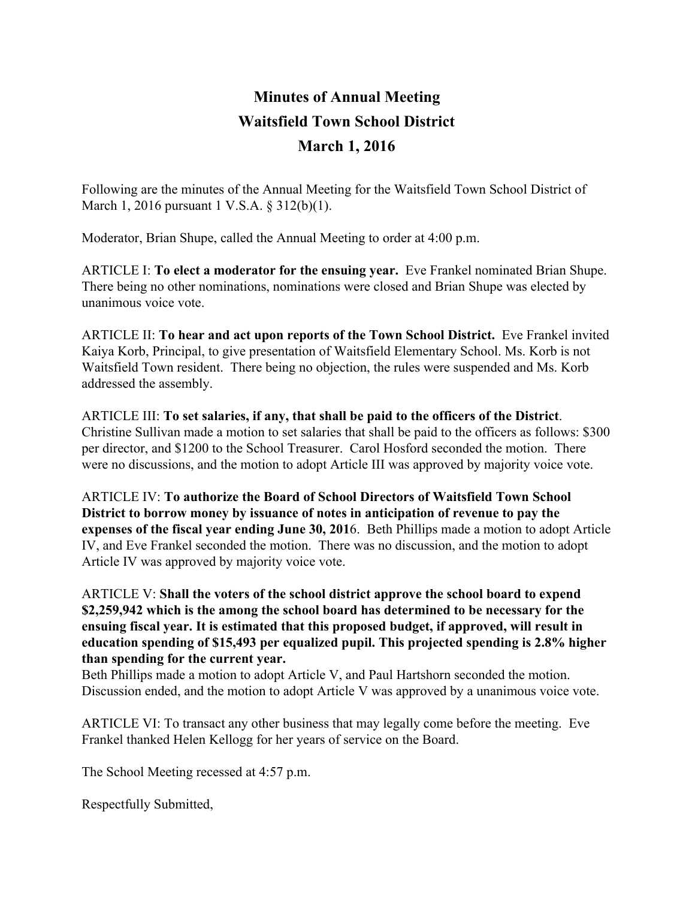# Minutes of Annual Meeting
# Waitsfield Town School District
# March 1, 2016

Following are the minutes of the Annual Meeting for the Waitsfield Town School District of March 1, 2016 pursuant 1 V.S.A. § 312(b)(1).

Moderator, Brian Shupe, called the Annual Meeting to order at 4:00 p.m.

ARTICLE I: **To elect a moderator for the ensuing year.** Eve Frankel nominated Brian Shupe. There being no other nominations, nominations were closed and Brian Shupe was elected by unanimous voice vote.

ARTICLE II: **To hear and act upon reports of the Town School District.** Eve Frankel invited Kaiya Korb, Principal, to give presentation of Waitsfield Elementary School. Ms. Korb is not Waitsfield Town resident. There being no objection, the rules were suspended and Ms. Korb addressed the assembly.

ARTICLE III: **To set salaries, if any, that shall be paid to the officers of the District**. Christine Sullivan made a motion to set salaries that shall be paid to the officers as follows: $300 per director, and $1200 to the School Treasurer. Carol Hosford seconded the motion. There were no discussions, and the motion to adopt Article III was approved by majority voice vote.

ARTICLE IV: **To authorize the Board of School Directors of Waitsfield Town School District to borrow money by issuance of notes in anticipation of revenue to pay the expenses of the fiscal year ending June 30, 201**6. Beth Phillips made a motion to adopt Article IV, and Eve Frankel seconded the motion. There was no discussion, and the motion to adopt Article IV was approved by majority voice vote.

ARTICLE V: **Shall the voters of the school district approve the school board to expend $2,259,942 which is the among the school board has determined to be necessary for the ensuing fiscal year. It is estimated that this proposed budget, if approved, will result in education spending of $15,493 per equalized pupil. This projected spending is 2.8% higher than spending for the current year.**
Beth Phillips made a motion to adopt Article V, and Paul Hartshorn seconded the motion. Discussion ended, and the motion to adopt Article V was approved by a unanimous voice vote.

ARTICLE VI: To transact any other business that may legally come before the meeting. Eve Frankel thanked Helen Kellogg for her years of service on the Board.

The School Meeting recessed at 4:57 p.m.

Respectfully Submitted,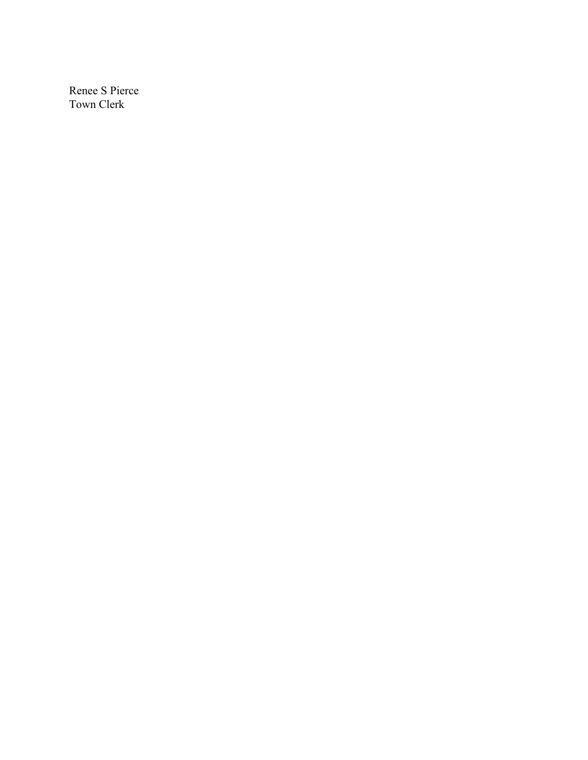Renee S Pierce
Town Clerk